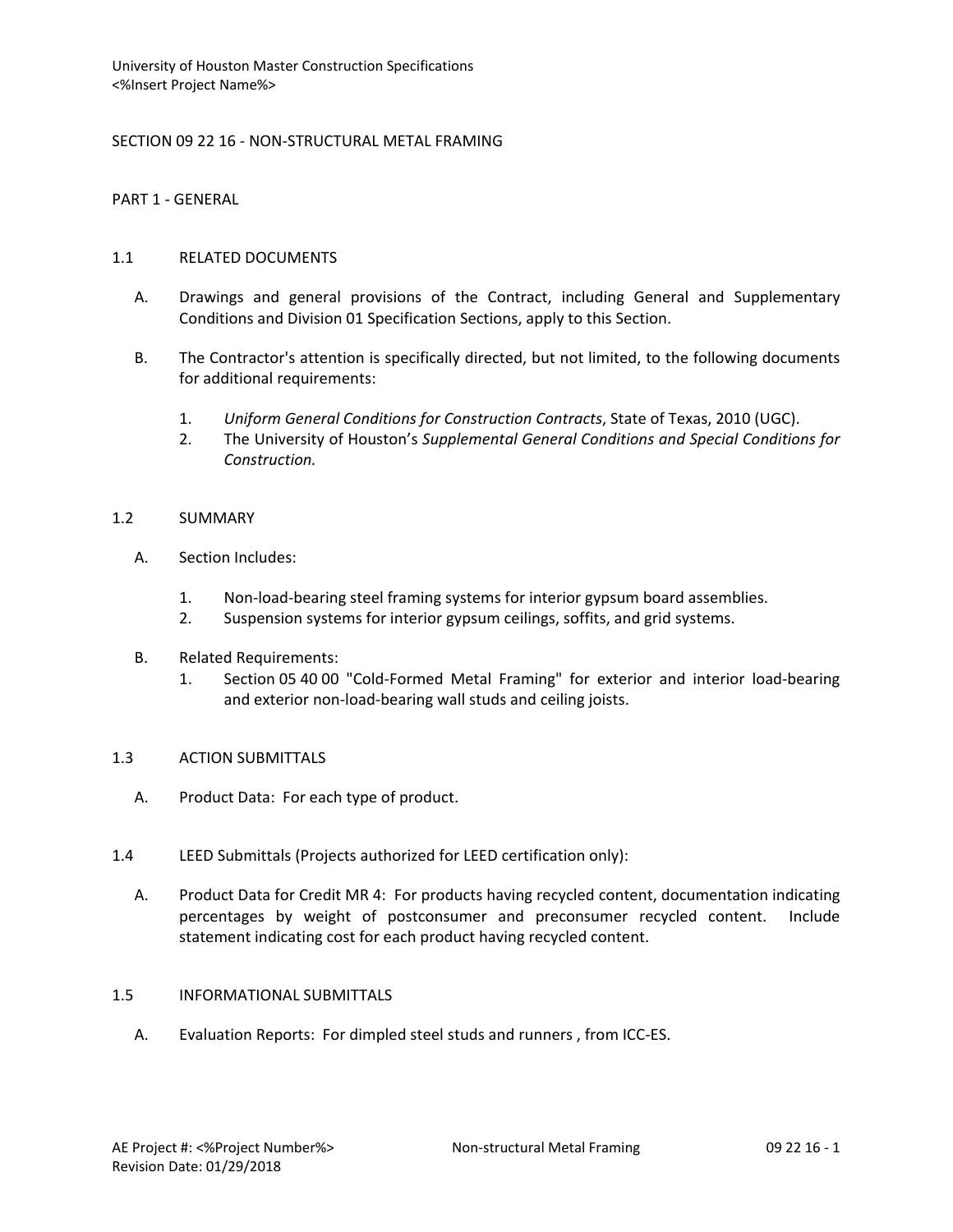# SECTION 09 22 16 - NON-STRUCTURAL METAL FRAMING

## PART 1 - GENERAL

### 1.1 RELATED DOCUMENTS

A. Drawings and general provisions of the Contract, including General and Supplementary Conditions and Division 01 Specification Sections, apply to this Section.

B. The Contractor's attention is specifically directed, but not limited, to the following documents for additional requirements:

1. *Uniform General Conditions for Construction Contracts*, State of Texas, 2010 (UGC).
2. The University of Houston's *Supplemental General Conditions and Special Conditions for Construction.*

### 1.2 SUMMARY

A. Section Includes:

1. Non-load-bearing steel framing systems for interior gypsum board assemblies.
2. Suspension systems for interior gypsum ceilings, soffits, and grid systems.

B. Related Requirements:

1. Section 05 40 00 "Cold-Formed Metal Framing" for exterior and interior load-bearing and exterior non-load-bearing wall studs and ceiling joists.

### 1.3 ACTION SUBMITTALS

A. Product Data: For each type of product.

### 1.4 LEED Submittals (Projects authorized for LEED certification only):

A. Product Data for Credit MR 4: For products having recycled content, documentation indicating percentages by weight of postconsumer and preconsumer recycled content. Include statement indicating cost for each product having recycled content.

### 1.5 INFORMATIONAL SUBMITTALS

A. Evaluation Reports: For dimpled steel studs and runners , from ICC-ES.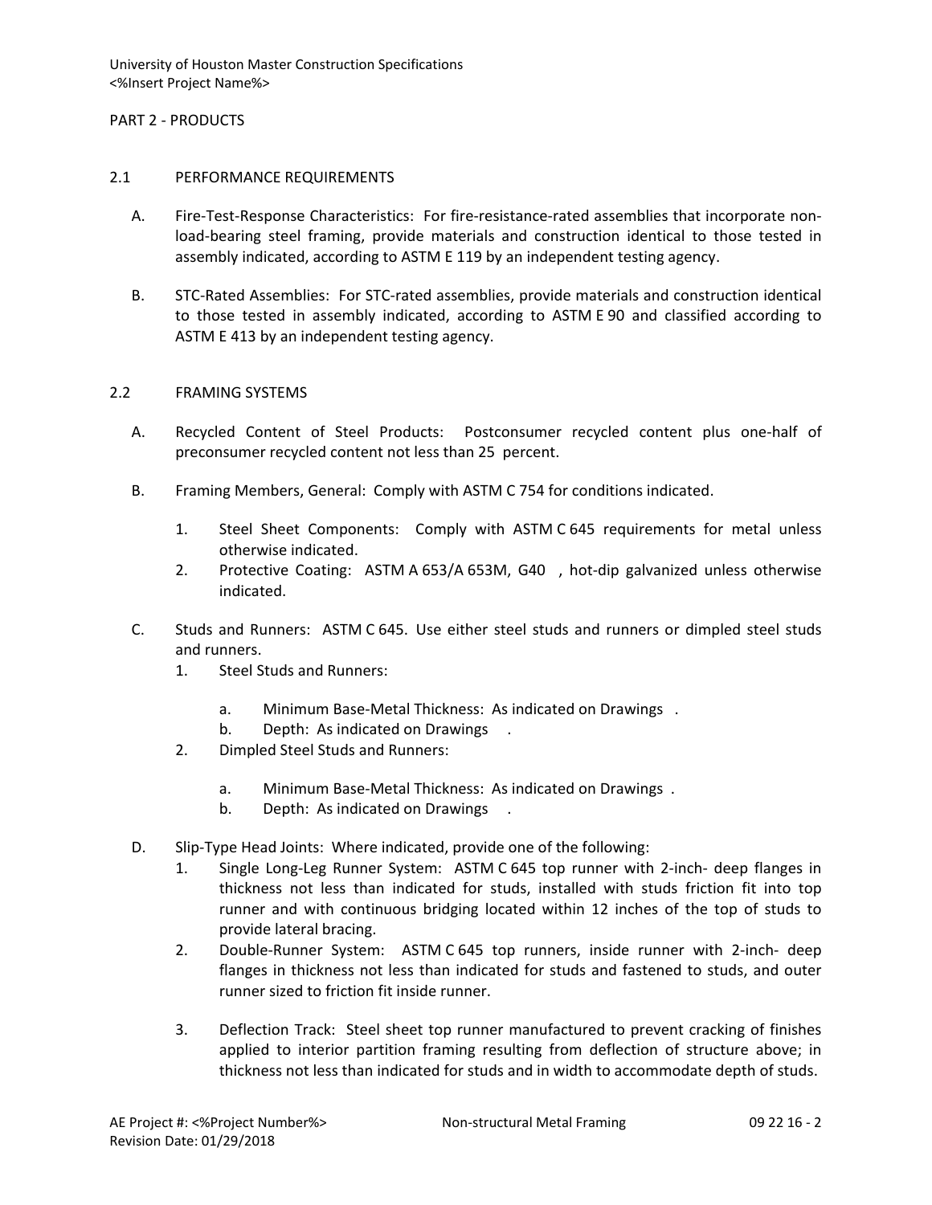PART 2 - PRODUCTS

## 2.1 PERFORMANCE REQUIREMENTS

A. Fire-Test-Response Characteristics: For fire-resistance-rated assemblies that incorporate non-load-bearing steel framing, provide materials and construction identical to those tested in assembly indicated, according to ASTM E 119 by an independent testing agency.

B. STC-Rated Assemblies: For STC-rated assemblies, provide materials and construction identical to those tested in assembly indicated, according to ASTM E 90 and classified according to ASTM E 413 by an independent testing agency.

## 2.2 FRAMING SYSTEMS

A. Recycled Content of Steel Products: Postconsumer recycled content plus one-half of preconsumer recycled content not less than 25 percent.

B. Framing Members, General: Comply with ASTM C 754 for conditions indicated.

1. Steel Sheet Components: Comply with ASTM C 645 requirements for metal unless otherwise indicated.
2. Protective Coating: ASTM A 653/A 653M, G40 , hot-dip galvanized unless otherwise indicated.

C. Studs and Runners: ASTM C 645. Use either steel studs and runners or dimpled steel studs and runners.

1. Steel Studs and Runners:
   a. Minimum Base-Metal Thickness: As indicated on Drawings .
   b. Depth: As indicated on Drawings .
2. Dimpled Steel Studs and Runners:
   a. Minimum Base-Metal Thickness: As indicated on Drawings .
   b. Depth: As indicated on Drawings .

D. Slip-Type Head Joints: Where indicated, provide one of the following:

1. Single Long-Leg Runner System: ASTM C 645 top runner with 2-inch- deep flanges in thickness not less than indicated for studs, installed with studs friction fit into top runner and with continuous bridging located within 12 inches of the top of studs to provide lateral bracing.
2. Double-Runner System: ASTM C 645 top runners, inside runner with 2-inch- deep flanges in thickness not less than indicated for studs and fastened to studs, and outer runner sized to friction fit inside runner.
3. Deflection Track: Steel sheet top runner manufactured to prevent cracking of finishes applied to interior partition framing resulting from deflection of structure above; in thickness not less than indicated for studs and in width to accommodate depth of studs.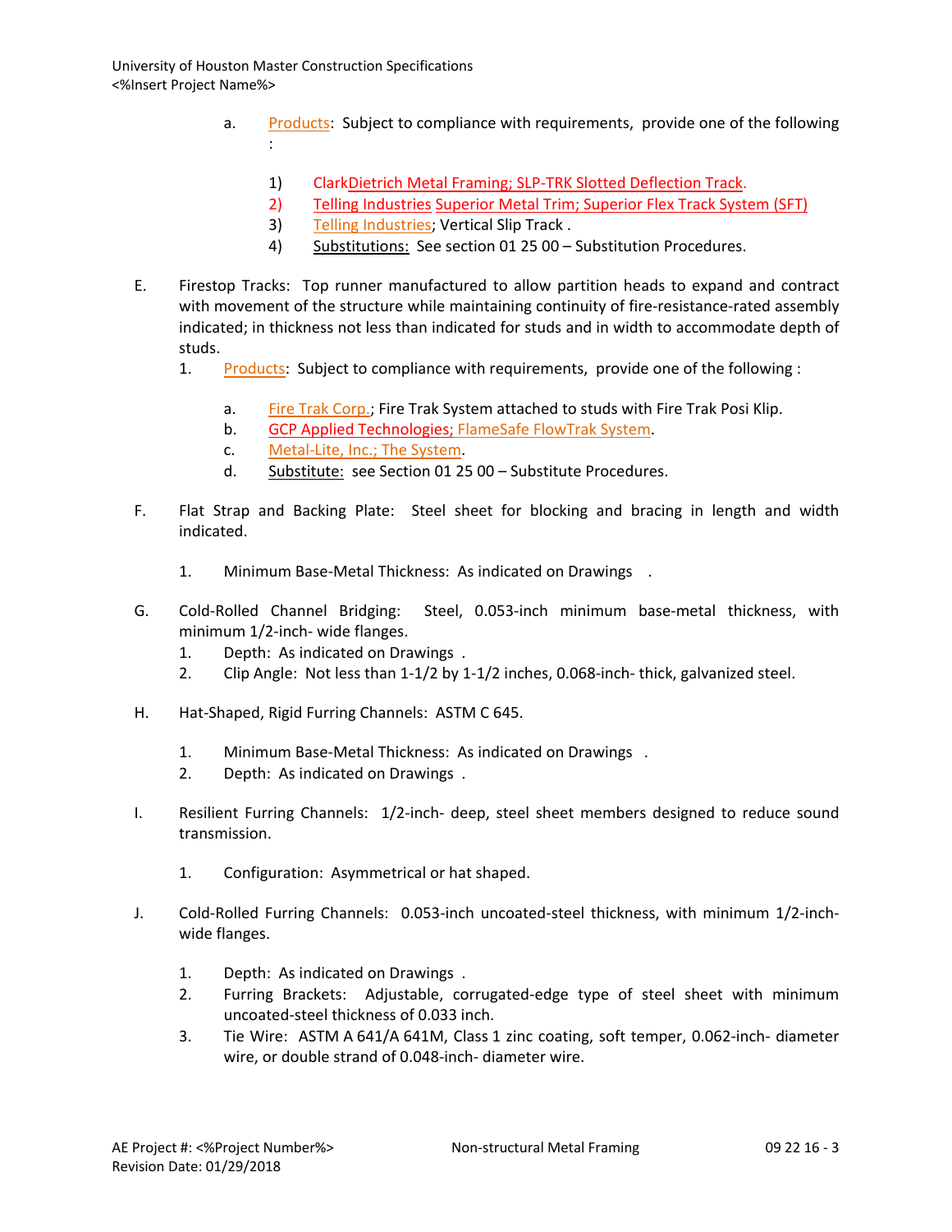a. Products: Subject to compliance with requirements, provide one of the following :

1) ClarkDietrich Metal Framing; SLP-TRK Slotted Deflection Track.
2) Telling Industries Superior Metal Trim; Superior Flex Track System (SFT)
3) Telling Industries; Vertical Slip Track .
4) Substitutions: See section 01 25 00 – Substitution Procedures.

E. Firestop Tracks: Top runner manufactured to allow partition heads to expand and contract with movement of the structure while maintaining continuity of fire-resistance-rated assembly indicated; in thickness not less than indicated for studs and in width to accommodate depth of studs.

1. Products: Subject to compliance with requirements, provide one of the following :

   a. Fire Trak Corp.; Fire Trak System attached to studs with Fire Trak Posi Klip.
   b. GCP Applied Technologies; FlameSafe FlowTrak System.
   c. Metal-Lite, Inc.; The System.
   d. Substitute: see Section 01 25 00 – Substitute Procedures.

F. Flat Strap and Backing Plate: Steel sheet for blocking and bracing in length and width indicated.

1. Minimum Base-Metal Thickness: As indicated on Drawings .

G. Cold-Rolled Channel Bridging: Steel, 0.053-inch minimum base-metal thickness, with minimum 1/2-inch- wide flanges.

1. Depth: As indicated on Drawings .
2. Clip Angle: Not less than 1-1/2 by 1-1/2 inches, 0.068-inch- thick, galvanized steel.

H. Hat-Shaped, Rigid Furring Channels: ASTM C 645.

1. Minimum Base-Metal Thickness: As indicated on Drawings .
2. Depth: As indicated on Drawings .

I. Resilient Furring Channels: 1/2-inch- deep, steel sheet members designed to reduce sound transmission.

1. Configuration: Asymmetrical or hat shaped.

J. Cold-Rolled Furring Channels: 0.053-inch uncoated-steel thickness, with minimum 1/2-inch-wide flanges.

1. Depth: As indicated on Drawings .
2. Furring Brackets: Adjustable, corrugated-edge type of steel sheet with minimum uncoated-steel thickness of 0.033 inch.
3. Tie Wire: ASTM A 641/A 641M, Class 1 zinc coating, soft temper, 0.062-inch- diameter wire, or double strand of 0.048-inch- diameter wire.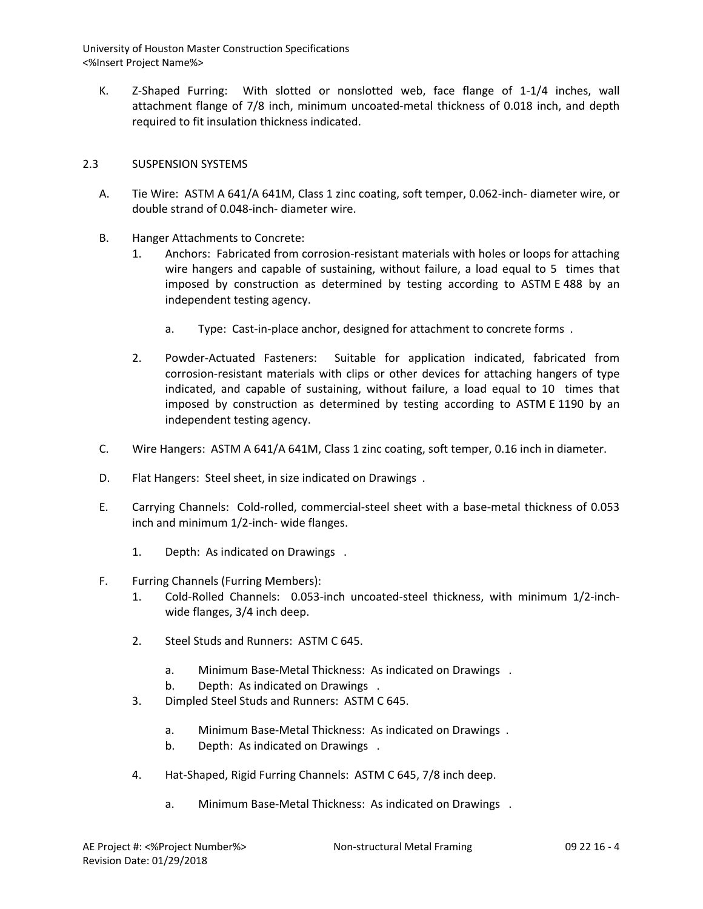K. Z-Shaped Furring: With slotted or nonslotted web, face flange of 1-1/4 inches, wall attachment flange of 7/8 inch, minimum uncoated-metal thickness of 0.018 inch, and depth required to fit insulation thickness indicated.

## 2.3 SUSPENSION SYSTEMS

A. Tie Wire: ASTM A 641/A 641M, Class 1 zinc coating, soft temper, 0.062-inch- diameter wire, or double strand of 0.048-inch- diameter wire.

B. Hanger Attachments to Concrete:

1. Anchors: Fabricated from corrosion-resistant materials with holes or loops for attaching wire hangers and capable of sustaining, without failure, a load equal to 5 times that imposed by construction as determined by testing according to ASTM E 488 by an independent testing agency.

   a. Type: Cast-in-place anchor, designed for attachment to concrete forms .

2. Powder-Actuated Fasteners: Suitable for application indicated, fabricated from corrosion-resistant materials with clips or other devices for attaching hangers of type indicated, and capable of sustaining, without failure, a load equal to 10 times that imposed by construction as determined by testing according to ASTM E 1190 by an independent testing agency.

C. Wire Hangers: ASTM A 641/A 641M, Class 1 zinc coating, soft temper, 0.16 inch in diameter.

D. Flat Hangers: Steel sheet, in size indicated on Drawings .

E. Carrying Channels: Cold-rolled, commercial-steel sheet with a base-metal thickness of 0.053 inch and minimum 1/2-inch- wide flanges.

1. Depth: As indicated on Drawings .

F. Furring Channels (Furring Members):

1. Cold-Rolled Channels: 0.053-inch uncoated-steel thickness, with minimum 1/2-inch-wide flanges, 3/4 inch deep.

2. Steel Studs and Runners: ASTM C 645.

   a. Minimum Base-Metal Thickness: As indicated on Drawings .
   b. Depth: As indicated on Drawings .

3. Dimpled Steel Studs and Runners: ASTM C 645.

   a. Minimum Base-Metal Thickness: As indicated on Drawings .
   b. Depth: As indicated on Drawings .

4. Hat-Shaped, Rigid Furring Channels: ASTM C 645, 7/8 inch deep.

   a. Minimum Base-Metal Thickness: As indicated on Drawings .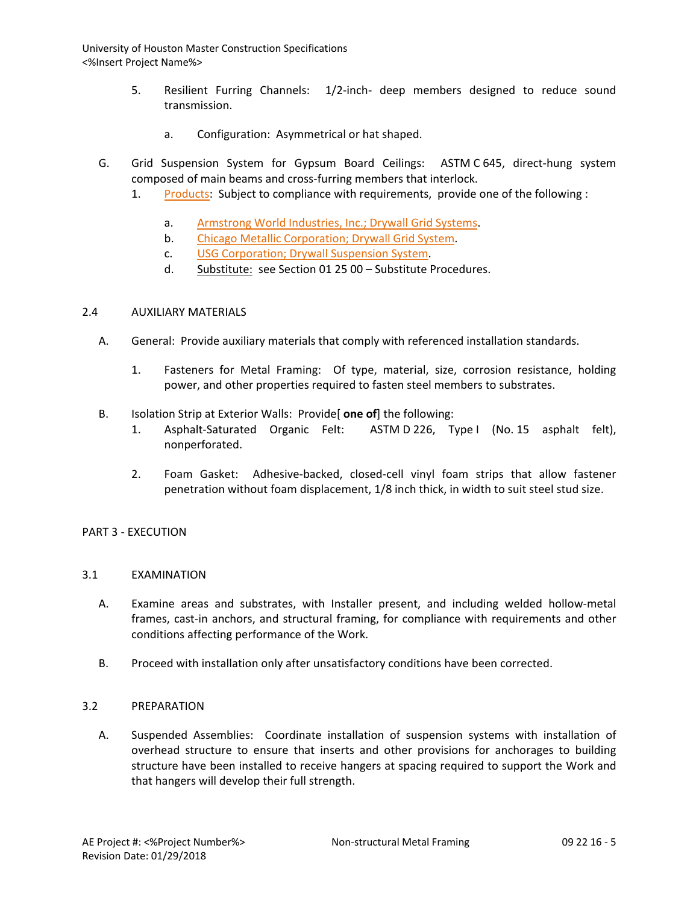5. Resilient Furring Channels: 1/2-inch- deep members designed to reduce sound transmission.

   a. Configuration: Asymmetrical or hat shaped.

G. Grid Suspension System for Gypsum Board Ceilings: ASTM C 645, direct-hung system composed of main beams and cross-furring members that interlock.

   1. Products: Subject to compliance with requirements, provide one of the following :

      a. Armstrong World Industries, Inc.; Drywall Grid Systems.
      b. Chicago Metallic Corporation; Drywall Grid System.
      c. USG Corporation; Drywall Suspension System.
      d. Substitute: see Section 01 25 00 – Substitute Procedures.

## 2.4 AUXILIARY MATERIALS

A. General: Provide auxiliary materials that comply with referenced installation standards.

   1. Fasteners for Metal Framing: Of type, material, size, corrosion resistance, holding power, and other properties required to fasten steel members to substrates.

B. Isolation Strip at Exterior Walls: Provide[ **one of**] the following:

   1. Asphalt-Saturated Organic Felt: ASTM D 226, Type I (No. 15 asphalt felt), nonperforated.

   2. Foam Gasket: Adhesive-backed, closed-cell vinyl foam strips that allow fastener penetration without foam displacement, 1/8 inch thick, in width to suit steel stud size.

# PART 3 - EXECUTION

## 3.1 EXAMINATION

A. Examine areas and substrates, with Installer present, and including welded hollow-metal frames, cast-in anchors, and structural framing, for compliance with requirements and other conditions affecting performance of the Work.

B. Proceed with installation only after unsatisfactory conditions have been corrected.

## 3.2 PREPARATION

A. Suspended Assemblies: Coordinate installation of suspension systems with installation of overhead structure to ensure that inserts and other provisions for anchorages to building structure have been installed to receive hangers at spacing required to support the Work and that hangers will develop their full strength.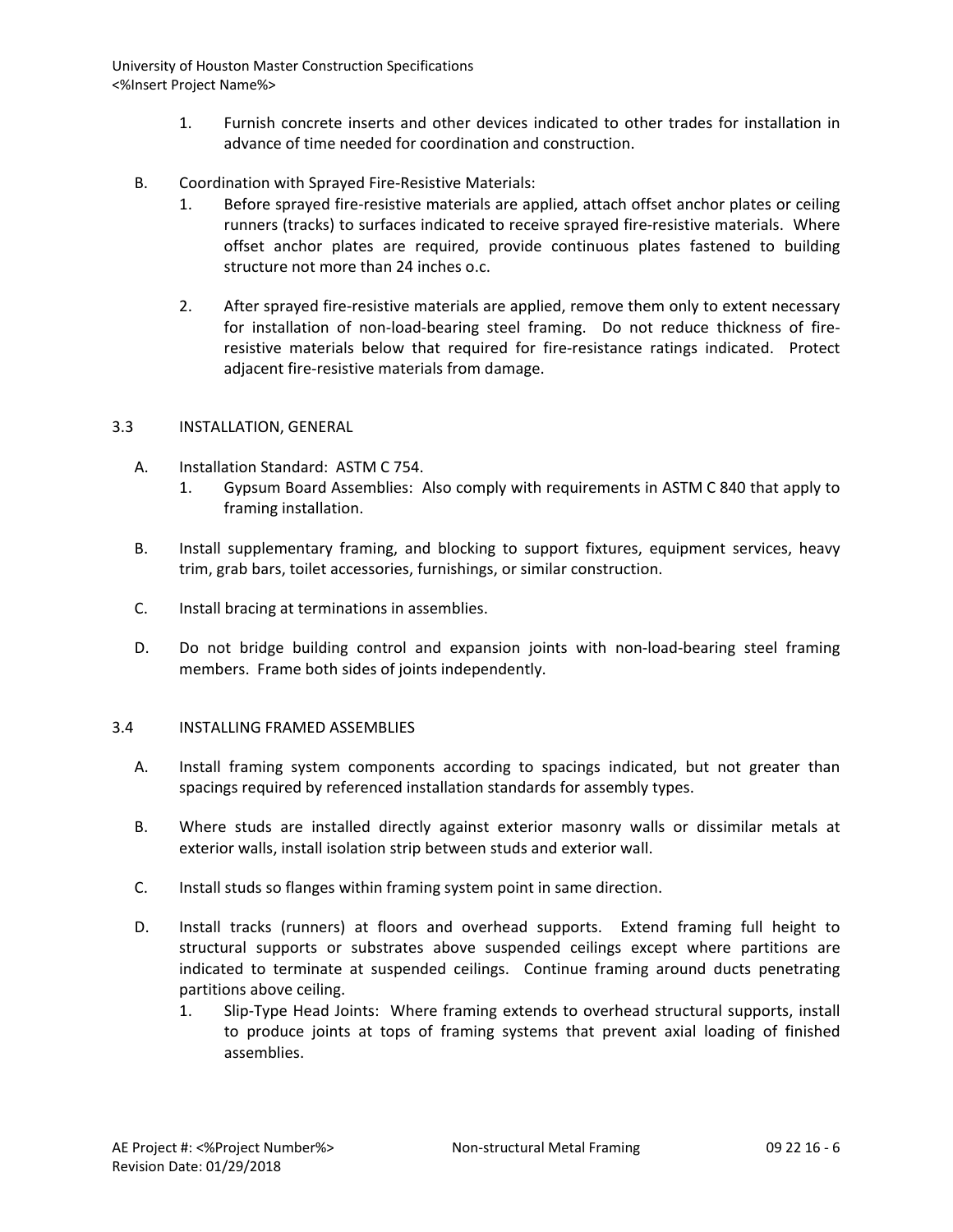1. Furnish concrete inserts and other devices indicated to other trades for installation in advance of time needed for coordination and construction.

B. Coordination with Sprayed Fire-Resistive Materials:

1. Before sprayed fire-resistive materials are applied, attach offset anchor plates or ceiling runners (tracks) to surfaces indicated to receive sprayed fire-resistive materials. Where offset anchor plates are required, provide continuous plates fastened to building structure not more than 24 inches o.c.

2. After sprayed fire-resistive materials are applied, remove them only to extent necessary for installation of non-load-bearing steel framing. Do not reduce thickness of fire-resistive materials below that required for fire-resistance ratings indicated. Protect adjacent fire-resistive materials from damage.

## 3.3 INSTALLATION, GENERAL

A. Installation Standard: ASTM C 754.

1. Gypsum Board Assemblies: Also comply with requirements in ASTM C 840 that apply to framing installation.

B. Install supplementary framing, and blocking to support fixtures, equipment services, heavy trim, grab bars, toilet accessories, furnishings, or similar construction.

C. Install bracing at terminations in assemblies.

D. Do not bridge building control and expansion joints with non-load-bearing steel framing members. Frame both sides of joints independently.

## 3.4 INSTALLING FRAMED ASSEMBLIES

A. Install framing system components according to spacings indicated, but not greater than spacings required by referenced installation standards for assembly types.

B. Where studs are installed directly against exterior masonry walls or dissimilar metals at exterior walls, install isolation strip between studs and exterior wall.

C. Install studs so flanges within framing system point in same direction.

D. Install tracks (runners) at floors and overhead supports. Extend framing full height to structural supports or substrates above suspended ceilings except where partitions are indicated to terminate at suspended ceilings. Continue framing around ducts penetrating partitions above ceiling.

1. Slip-Type Head Joints: Where framing extends to overhead structural supports, install to produce joints at tops of framing systems that prevent axial loading of finished assemblies.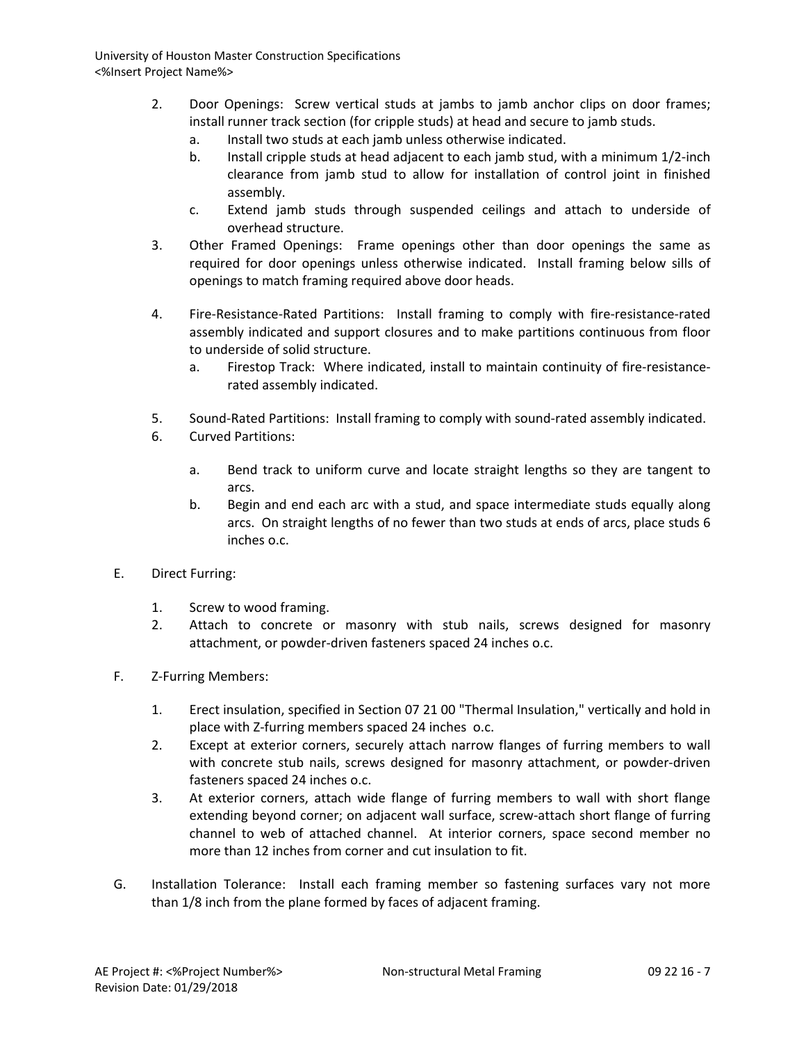2. Door Openings: Screw vertical studs at jambs to jamb anchor clips on door frames; install runner track section (for cripple studs) at head and secure to jamb studs.
   a. Install two studs at each jamb unless otherwise indicated.
   b. Install cripple studs at head adjacent to each jamb stud, with a minimum 1/2-inch clearance from jamb stud to allow for installation of control joint in finished assembly.
   c. Extend jamb studs through suspended ceilings and attach to underside of overhead structure.
3. Other Framed Openings: Frame openings other than door openings the same as required for door openings unless otherwise indicated. Install framing below sills of openings to match framing required above door heads.
4. Fire-Resistance-Rated Partitions: Install framing to comply with fire-resistance-rated assembly indicated and support closures and to make partitions continuous from floor to underside of solid structure.
   a. Firestop Track: Where indicated, install to maintain continuity of fire-resistance-rated assembly indicated.
5. Sound-Rated Partitions: Install framing to comply with sound-rated assembly indicated.
6. Curved Partitions:
   a. Bend track to uniform curve and locate straight lengths so they are tangent to arcs.
   b. Begin and end each arc with a stud, and space intermediate studs equally along arcs. On straight lengths of no fewer than two studs at ends of arcs, place studs 6 inches o.c.

E. Direct Furring:

1. Screw to wood framing.
2. Attach to concrete or masonry with stub nails, screws designed for masonry attachment, or powder-driven fasteners spaced 24 inches o.c.

F. Z-Furring Members:

1. Erect insulation, specified in Section 07 21 00 "Thermal Insulation," vertically and hold in place with Z-furring members spaced 24 inches o.c.
2. Except at exterior corners, securely attach narrow flanges of furring members to wall with concrete stub nails, screws designed for masonry attachment, or powder-driven fasteners spaced 24 inches o.c.
3. At exterior corners, attach wide flange of furring members to wall with short flange extending beyond corner; on adjacent wall surface, screw-attach short flange of furring channel to web of attached channel. At interior corners, space second member no more than 12 inches from corner and cut insulation to fit.

G. Installation Tolerance: Install each framing member so fastening surfaces vary not more than 1/8 inch from the plane formed by faces of adjacent framing.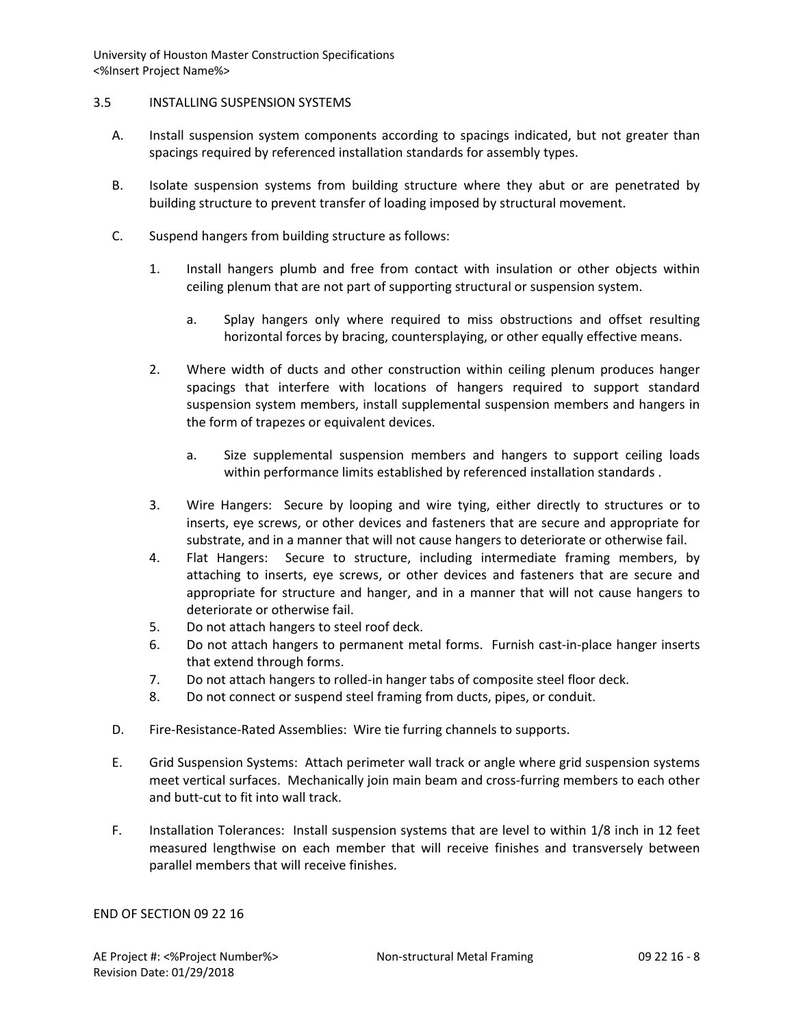### 3.5 INSTALLING SUSPENSION SYSTEMS

A. Install suspension system components according to spacings indicated, but not greater than spacings required by referenced installation standards for assembly types.

B. Isolate suspension systems from building structure where they abut or are penetrated by building structure to prevent transfer of loading imposed by structural movement.

C. Suspend hangers from building structure as follows:

1. Install hangers plumb and free from contact with insulation or other objects within ceiling plenum that are not part of supporting structural or suspension system.

   a. Splay hangers only where required to miss obstructions and offset resulting horizontal forces by bracing, countersplaying, or other equally effective means.

2. Where width of ducts and other construction within ceiling plenum produces hanger spacings that interfere with locations of hangers required to support standard suspension system members, install supplemental suspension members and hangers in the form of trapezes or equivalent devices.

   a. Size supplemental suspension members and hangers to support ceiling loads within performance limits established by referenced installation standards .

3. Wire Hangers: Secure by looping and wire tying, either directly to structures or to inserts, eye screws, or other devices and fasteners that are secure and appropriate for substrate, and in a manner that will not cause hangers to deteriorate or otherwise fail.
4. Flat Hangers: Secure to structure, including intermediate framing members, by attaching to inserts, eye screws, or other devices and fasteners that are secure and appropriate for structure and hanger, and in a manner that will not cause hangers to deteriorate or otherwise fail.
5. Do not attach hangers to steel roof deck.
6. Do not attach hangers to permanent metal forms. Furnish cast-in-place hanger inserts that extend through forms.
7. Do not attach hangers to rolled-in hanger tabs of composite steel floor deck.
8. Do not connect or suspend steel framing from ducts, pipes, or conduit.

D. Fire-Resistance-Rated Assemblies: Wire tie furring channels to supports.

E. Grid Suspension Systems: Attach perimeter wall track or angle where grid suspension systems meet vertical surfaces. Mechanically join main beam and cross-furring members to each other and butt-cut to fit into wall track.

F. Installation Tolerances: Install suspension systems that are level to within 1/8 inch in 12 feet measured lengthwise on each member that will receive finishes and transversely between parallel members that will receive finishes.

END OF SECTION 09 22 16